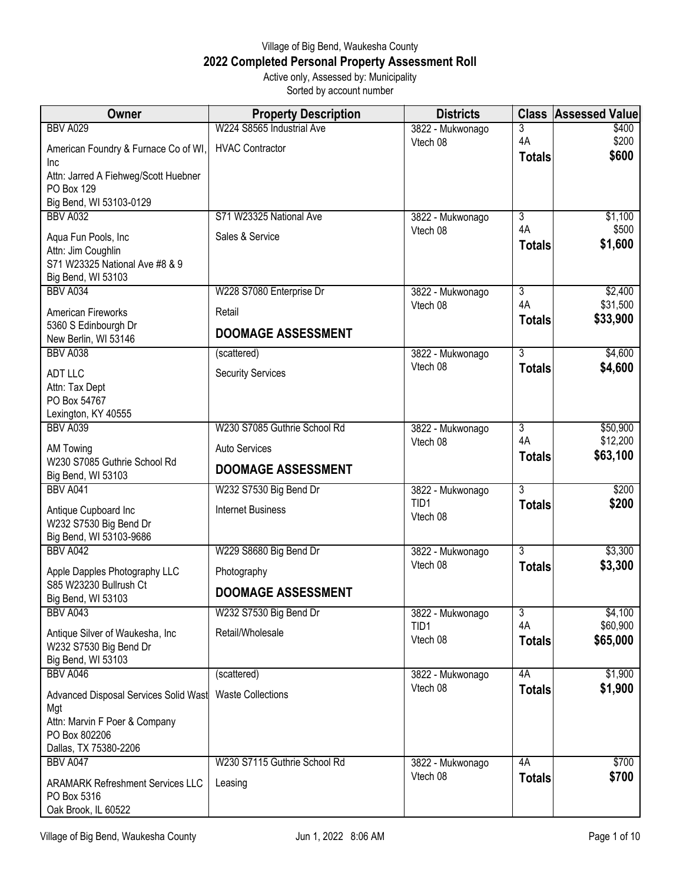Village of Big Bend, Waukesha County

# 2022 Completed Personal Property Assessment Roll

Active only, Assessed by: Municipality

Sorted by account number

| Owner | Property Description | Districts | Class | Assessed Value |
|---|---|---|---|---|
| BBV A029<br>American Foundry & Furnace Co of WI, Inc<br>Attn: Jarred A Fiehweg/Scott Huebner<br>PO Box 129<br>Big Bend, WI 53103-0129 | W224 S8565 Industrial Ave<br>HVAC Contractor | 3822 - Mukwonago<br>Vtech 08 | 3<br>4A<br>**Totals** | $400<br>$200<br>**$600** |
| BBV A032<br>Aqua Fun Pools, Inc<br>Attn: Jim Coughlin<br>S71 W23325 National Ave #8 & 9<br>Big Bend, WI 53103 | S71 W23325 National Ave<br>Sales & Service | 3822 - Mukwonago<br>Vtech 08 | 3<br>4A<br>**Totals** | $1,100<br>$500<br>**$1,600** |
| BBV A034<br>American Fireworks<br>5360 S Edinbourgh Dr<br>New Berlin, WI 53146 | W228 S7080 Enterprise Dr<br>Retail<br>**DOOMAGE ASSESSMENT** | 3822 - Mukwonago<br>Vtech 08 | 3<br>4A<br>**Totals** | $2,400<br>$31,500<br>**$33,900** |
| BBV A038<br>ADT LLC<br>Attn: Tax Dept<br>PO Box 54767<br>Lexington, KY 40555 | (scattered)<br>Security Services | 3822 - Mukwonago<br>Vtech 08 | 3<br>**Totals** | $4,600<br>**$4,600** |
| BBV A039<br>AM Towing<br>W230 S7085 Guthrie School Rd<br>Big Bend, WI 53103 | W230 S7085 Guthrie School Rd<br>Auto Services<br>**DOOMAGE ASSESSMENT** | 3822 - Mukwonago<br>Vtech 08 | 3<br>4A<br>**Totals** | $50,900<br>$12,200<br>**$63,100** |
| BBV A041<br>Antique Cupboard Inc<br>W232 S7530 Big Bend Dr<br>Big Bend, WI 53103-9686 | W232 S7530 Big Bend Dr<br>Internet Business | 3822 - Mukwonago<br>TID1<br>Vtech 08 | 3<br>**Totals** | $200<br>**$200** |
| BBV A042<br>Apple Dapples Photography LLC<br>S85 W23230 Bullrush Ct<br>Big Bend, WI 53103 | W229 S8680 Big Bend Dr<br>Photography<br>**DOOMAGE ASSESSMENT** | 3822 - Mukwonago<br>Vtech 08 | 3<br>**Totals** | $3,300<br>**$3,300** |
| BBV A043<br>Antique Silver of Waukesha, Inc<br>W232 S7530 Big Bend Dr<br>Big Bend, WI 53103 | W232 S7530 Big Bend Dr<br>Retail/Wholesale | 3822 - Mukwonago<br>TID1<br>Vtech 08 | 3<br>4A<br>**Totals** | $4,100<br>$60,900<br>**$65,000** |
| BBV A046<br>Advanced Disposal Services Solid Wast Mgt<br>Attn: Marvin F Poer & Company<br>PO Box 802206<br>Dallas, TX 75380-2206 | (scattered)<br>Waste Collections | 3822 - Mukwonago<br>Vtech 08 | 4A<br>**Totals** | $1,900<br>**$1,900** |
| BBV A047<br>ARAMARK Refreshment Services LLC<br>PO Box 5316<br>Oak Brook, IL 60522 | W230 S7115 Guthrie School Rd<br>Leasing | 3822 - Mukwonago<br>Vtech 08 | 4A<br>**Totals** | $700<br>**$700** |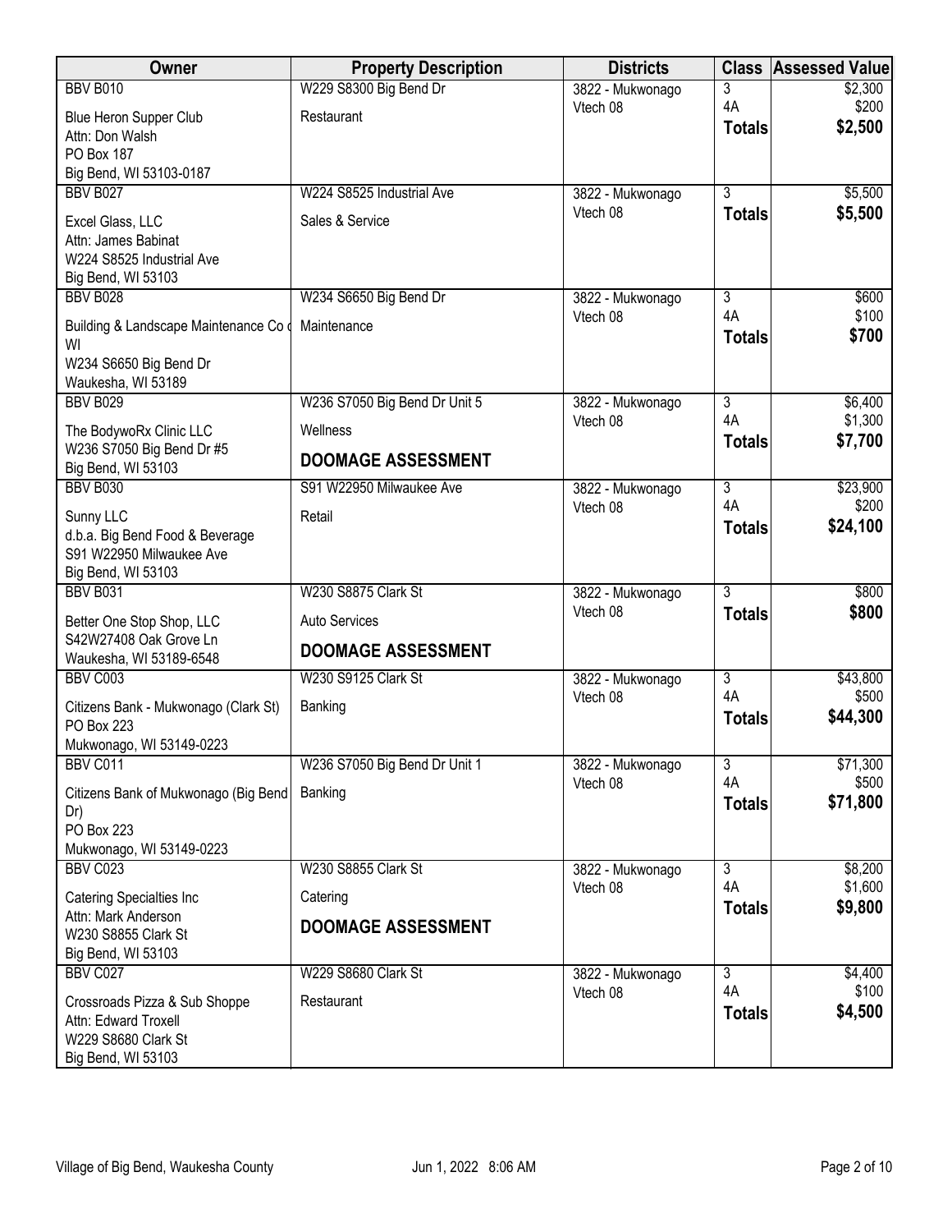| Owner | Property Description | Districts | Class | Assessed Value |
|---|---|---|---|---|
| BBV B010<br>Blue Heron Supper Club<br>Attn: Don Walsh<br>PO Box 187<br>Big Bend, WI 53103-0187 | W229 S8300 Big Bend Dr<br>Restaurant | 3822 - Mukwonago<br>Vtech 08 | 3<br>4A<br>**Totals** | $2,300<br>$200<br>**$2,500** |
| BBV B027<br>Excel Glass, LLC<br>Attn: James Babinat<br>W224 S8525 Industrial Ave<br>Big Bend, WI 53103 | W224 S8525 Industrial Ave<br>Sales & Service | 3822 - Mukwonago<br>Vtech 08 | 3<br>**Totals** | $5,500<br>**$5,500** |
| BBV B028<br>Building & Landscape Maintenance Co of WI<br>W234 S6650 Big Bend Dr<br>Waukesha, WI 53189 | W234 S6650 Big Bend Dr<br>Maintenance | 3822 - Mukwonago<br>Vtech 08 | 3<br>4A<br>**Totals** | $600<br>$100<br>**$700** |
| BBV B029<br>The BodywoRx Clinic LLC<br>W236 S7050 Big Bend Dr #5<br>Big Bend, WI 53103 | W236 S7050 Big Bend Dr Unit 5<br>Wellness<br>**DOOMAGE ASSESSMENT** | 3822 - Mukwonago<br>Vtech 08 | 3<br>4A<br>**Totals** | $6,400<br>$1,300<br>**$7,700** |
| BBV B030<br>Sunny LLC<br>d.b.a. Big Bend Food & Beverage<br>S91 W22950 Milwaukee Ave<br>Big Bend, WI 53103 | S91 W22950 Milwaukee Ave<br>Retail | 3822 - Mukwonago<br>Vtech 08 | 3<br>4A<br>**Totals** | $23,900<br>$200<br>**$24,100** |
| BBV B031<br>Better One Stop Shop, LLC<br>S42W27408 Oak Grove Ln<br>Waukesha, WI 53189-6548 | W230 S8875 Clark St<br>Auto Services<br>**DOOMAGE ASSESSMENT** | 3822 - Mukwonago<br>Vtech 08 | 3<br>**Totals** | $800<br>**$800** |
| BBV C003<br>Citizens Bank - Mukwonago (Clark St)<br>PO Box 223<br>Mukwonago, WI 53149-0223 | W230 S9125 Clark St<br>Banking | 3822 - Mukwonago<br>Vtech 08 | 3<br>4A<br>**Totals** | $43,800<br>$500<br>**$44,300** |
| BBV C011<br>Citizens Bank of Mukwonago (Big Bend Dr)<br>PO Box 223<br>Mukwonago, WI 53149-0223 | W236 S7050 Big Bend Dr Unit 1<br>Banking | 3822 - Mukwonago<br>Vtech 08 | 3<br>4A<br>**Totals** | $71,300<br>$500<br>**$71,800** |
| BBV C023<br>Catering Specialties Inc<br>Attn: Mark Anderson<br>W230 S8855 Clark St<br>Big Bend, WI 53103 | W230 S8855 Clark St<br>Catering<br>**DOOMAGE ASSESSMENT** | 3822 - Mukwonago<br>Vtech 08 | 3<br>4A<br>**Totals** | $8,200<br>$1,600<br>**$9,800** |
| BBV C027<br>Crossroads Pizza & Sub Shoppe<br>Attn: Edward Troxell<br>W229 S8680 Clark St<br>Big Bend, WI 53103 | W229 S8680 Clark St<br>Restaurant | 3822 - Mukwonago<br>Vtech 08 | 3<br>4A<br>**Totals** | $4,400<br>$100<br>**$4,500** |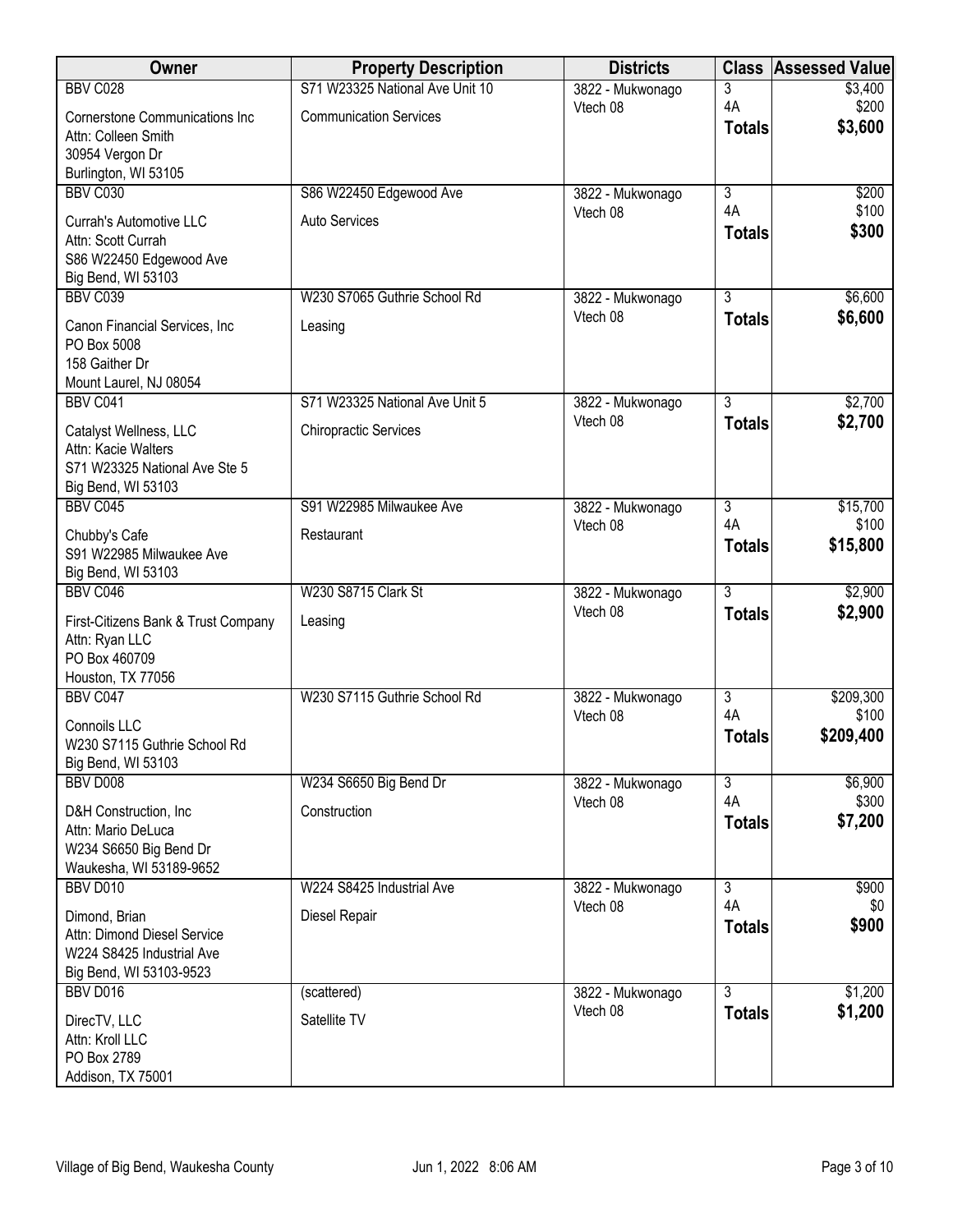| Owner | Property Description | Districts | Class | Assessed Value |
|---|---|---|---|---|
| BBV C028<br>Cornerstone Communications Inc<br>Attn: Colleen Smith<br>30954 Vergon Dr<br>Burlington, WI 53105 | S71 W23325 National Ave Unit 10<br>Communication Services | 3822 - Mukwonago<br>Vtech 08 | 3<br>4A<br>**Totals** | $3,400<br>$200<br>**$3,600** |
| BBV C030<br>Currah's Automotive LLC<br>Attn: Scott Currah<br>S86 W22450 Edgewood Ave<br>Big Bend, WI 53103 | S86 W22450 Edgewood Ave<br>Auto Services | 3822 - Mukwonago<br>Vtech 08 | 3<br>4A<br>**Totals** | $200<br>$100<br>**$300** |
| BBV C039<br>Canon Financial Services, Inc<br>PO Box 5008<br>158 Gaither Dr<br>Mount Laurel, NJ 08054 | W230 S7065 Guthrie School Rd<br>Leasing | 3822 - Mukwonago<br>Vtech 08 | 3<br>**Totals** | $6,600<br>**$6,600** |
| BBV C041<br>Catalyst Wellness, LLC<br>Attn: Kacie Walters<br>S71 W23325 National Ave Ste 5<br>Big Bend, WI 53103 | S71 W23325 National Ave Unit 5<br>Chiropractic Services | 3822 - Mukwonago<br>Vtech 08 | 3<br>**Totals** | $2,700<br>**$2,700** |
| BBV C045<br>Chubby's Cafe<br>S91 W22985 Milwaukee Ave<br>Big Bend, WI 53103 | S91 W22985 Milwaukee Ave<br>Restaurant | 3822 - Mukwonago<br>Vtech 08 | 3<br>4A<br>**Totals** | $15,700<br>$100<br>**$15,800** |
| BBV C046<br>First-Citizens Bank & Trust Company<br>Attn: Ryan LLC<br>PO Box 460709<br>Houston, TX 77056 | W230 S8715 Clark St<br>Leasing | 3822 - Mukwonago<br>Vtech 08 | 3<br>**Totals** | $2,900<br>**$2,900** |
| BBV C047<br>Connoils LLC<br>W230 S7115 Guthrie School Rd<br>Big Bend, WI 53103 | W230 S7115 Guthrie School Rd | 3822 - Mukwonago<br>Vtech 08 | 3<br>4A<br>**Totals** | $209,300<br>$100<br>**$209,400** |
| BBV D008<br>D&H Construction, Inc<br>Attn: Mario DeLuca<br>W234 S6650 Big Bend Dr<br>Waukesha, WI 53189-9652 | W234 S6650 Big Bend Dr<br>Construction | 3822 - Mukwonago<br>Vtech 08 | 3<br>4A<br>**Totals** | $6,900<br>$300<br>**$7,200** |
| BBV D010<br>Dimond, Brian<br>Attn: Dimond Diesel Service<br>W224 S8425 Industrial Ave<br>Big Bend, WI 53103-9523 | W224 S8425 Industrial Ave<br>Diesel Repair | 3822 - Mukwonago<br>Vtech 08 | 3<br>4A<br>**Totals** | $900<br>$0<br>**$900** |
| BBV D016<br>DirecTV, LLC<br>Attn: Kroll LLC<br>PO Box 2789<br>Addison, TX 75001 | (scattered)<br>Satellite TV | 3822 - Mukwonago<br>Vtech 08 | 3<br>**Totals** | $1,200<br>**$1,200** |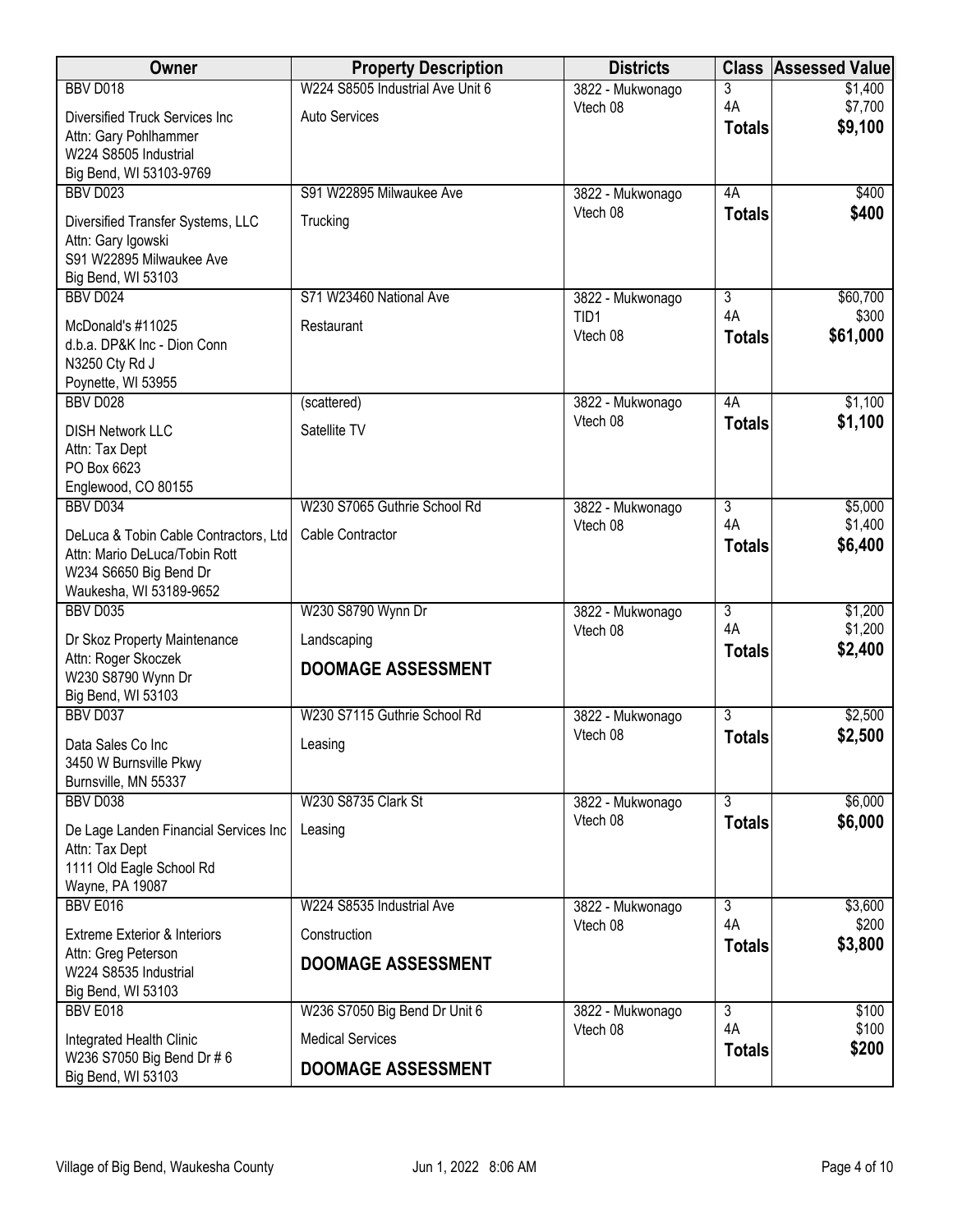| Owner | Property Description | Districts | Class | Assessed Value |
|---|---|---|---|---|
| BBV D018<br>Diversified Truck Services Inc<br>Attn: Gary Pohlhammer<br>W224 S8505 Industrial<br>Big Bend, WI 53103-9769 | W224 S8505 Industrial Ave Unit 6<br>Auto Services | 3822 - Mukwonago<br>Vtech 08 | 3<br>4A<br>**Totals** | $1,400<br>$7,700<br>**$9,100** |
| BBV D023<br>Diversified Transfer Systems, LLC<br>Attn: Gary Igowski<br>S91 W22895 Milwaukee Ave<br>Big Bend, WI 53103 | S91 W22895 Milwaukee Ave<br>Trucking | 3822 - Mukwonago<br>Vtech 08 | 4A<br>**Totals** | $400<br>**$400** |
| BBV D024<br>McDonald's #11025<br>d.b.a. DP&K Inc - Dion Conn<br>N3250 Cty Rd J<br>Poynette, WI 53955 | S71 W23460 National Ave<br>Restaurant | 3822 - Mukwonago<br>TID1<br>Vtech 08 | 3<br>4A<br>**Totals** | $60,700<br>$300<br>**$61,000** |
| BBV D028<br>DISH Network LLC<br>Attn: Tax Dept<br>PO Box 6623<br>Englewood, CO 80155 | (scattered)<br>Satellite TV | 3822 - Mukwonago<br>Vtech 08 | 4A<br>**Totals** | $1,100<br>**$1,100** |
| BBV D034<br>DeLuca & Tobin Cable Contractors, Ltd<br>Attn: Mario DeLuca/Tobin Rott<br>W234 S6650 Big Bend Dr<br>Waukesha, WI 53189-9652 | W230 S7065 Guthrie School Rd<br>Cable Contractor | 3822 - Mukwonago<br>Vtech 08 | 3<br>4A<br>**Totals** | $5,000<br>$1,400<br>**$6,400** |
| BBV D035<br>Dr Skoz Property Maintenance<br>Attn: Roger Skoczek<br>W230 S8790 Wynn Dr<br>Big Bend, WI 53103 | W230 S8790 Wynn Dr<br>Landscaping<br>**DOOMAGE ASSESSMENT** | 3822 - Mukwonago<br>Vtech 08 | 3<br>4A<br>**Totals** | $1,200<br>$1,200<br>**$2,400** |
| BBV D037<br>Data Sales Co Inc<br>3450 W Burnsville Pkwy<br>Burnsville, MN 55337 | W230 S7115 Guthrie School Rd<br>Leasing | 3822 - Mukwonago<br>Vtech 08 | 3<br>**Totals** | $2,500<br>**$2,500** |
| BBV D038<br>De Lage Landen Financial Services Inc<br>Attn: Tax Dept<br>1111 Old Eagle School Rd<br>Wayne, PA 19087 | W230 S8735 Clark St<br>Leasing | 3822 - Mukwonago<br>Vtech 08 | 3<br>**Totals** | $6,000<br>**$6,000** |
| BBV E016<br>Extreme Exterior & Interiors<br>Attn: Greg Peterson<br>W224 S8535 Industrial<br>Big Bend, WI 53103 | W224 S8535 Industrial Ave<br>Construction<br>**DOOMAGE ASSESSMENT** | 3822 - Mukwonago<br>Vtech 08 | 3<br>4A<br>**Totals** | $3,600<br>$200<br>**$3,800** |
| BBV E018<br>Integrated Health Clinic<br>W236 S7050 Big Bend Dr # 6<br>Big Bend, WI 53103 | W236 S7050 Big Bend Dr Unit 6<br>Medical Services<br>**DOOMAGE ASSESSMENT** | 3822 - Mukwonago<br>Vtech 08 | 3<br>4A<br>**Totals** | $100<br>$100<br>**$200** |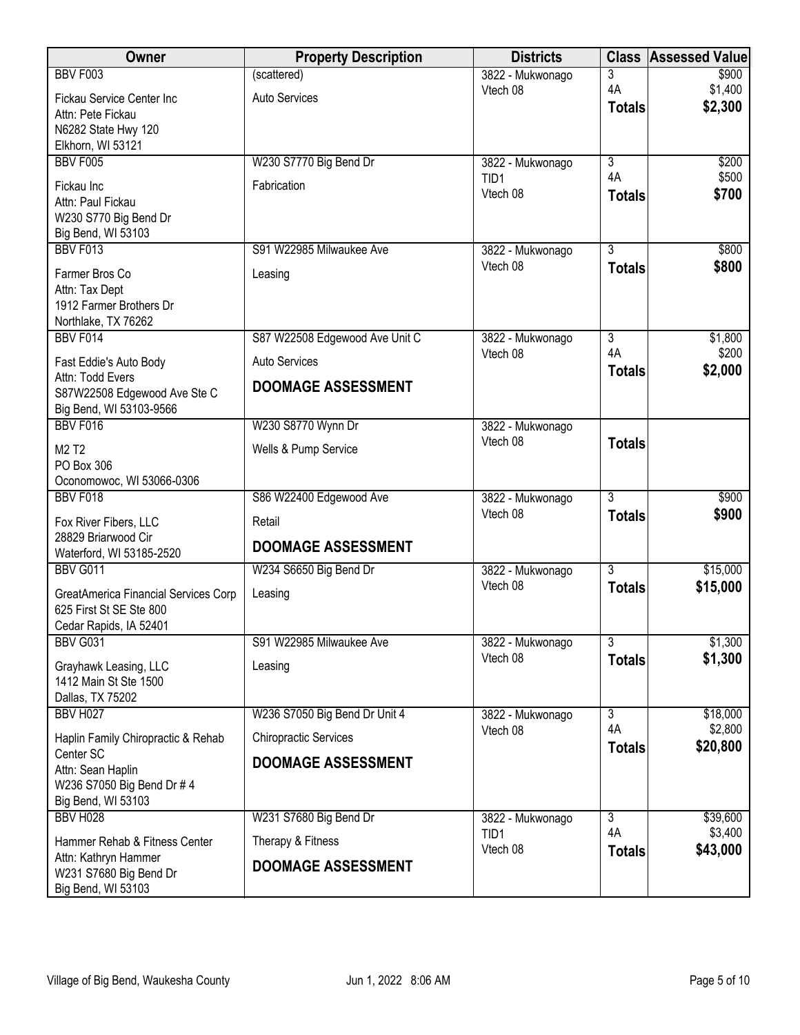| Owner | Property Description | Districts | Class | Assessed Value |
|---|---|---|---|---|
| BBV F003<br>Fickau Service Center Inc<br>Attn: Pete Fickau<br>N6282 State Hwy 120<br>Elkhorn, WI 53121 | (scattered)<br>Auto Services | 3822 - Mukwonago<br>Vtech 08 | 3<br>4A<br>**Totals** | $900<br>$1,400<br>**$2,300** |
| BBV F005<br>Fickau Inc<br>Attn: Paul Fickau<br>W230 S770 Big Bend Dr<br>Big Bend, WI 53103 | W230 S7770 Big Bend Dr<br>Fabrication | 3822 - Mukwonago<br>TID1<br>Vtech 08 | 3<br>4A<br>**Totals** | $200<br>$500<br>**$700** |
| BBV F013<br>Farmer Bros Co<br>Attn: Tax Dept<br>1912 Farmer Brothers Dr<br>Northlake, TX 76262 | S91 W22985 Milwaukee Ave<br>Leasing | 3822 - Mukwonago<br>Vtech 08 | 3<br>**Totals** | $800<br>**$800** |
| BBV F014<br>Fast Eddie's Auto Body<br>Attn: Todd Evers<br>S87W22508 Edgewood Ave Ste C<br>Big Bend, WI 53103-9566 | S87 W22508 Edgewood Ave Unit C<br>Auto Services<br>**DOOMAGE ASSESSMENT** | 3822 - Mukwonago<br>Vtech 08 | 3<br>4A<br>**Totals** | $1,800<br>$200<br>**$2,000** |
| BBV F016<br>M2 T2<br>PO Box 306<br>Oconomowoc, WI 53066-0306 | W230 S8770 Wynn Dr<br>Wells & Pump Service | 3822 - Mukwonago<br>Vtech 08 | **Totals** | |
| BBV F018<br>Fox River Fibers, LLC<br>28829 Briarwood Cir<br>Waterford, WI 53185-2520 | S86 W22400 Edgewood Ave<br>Retail<br>**DOOMAGE ASSESSMENT** | 3822 - Mukwonago<br>Vtech 08 | 3<br>**Totals** | $900<br>**$900** |
| BBV G011<br>GreatAmerica Financial Services Corp<br>625 First St SE Ste 800<br>Cedar Rapids, IA 52401 | W234 S6650 Big Bend Dr<br>Leasing | 3822 - Mukwonago<br>Vtech 08 | 3<br>**Totals** | $15,000<br>**$15,000** |
| BBV G031<br>Grayhawk Leasing, LLC<br>1412 Main St Ste 1500<br>Dallas, TX 75202 | S91 W22985 Milwaukee Ave<br>Leasing | 3822 - Mukwonago<br>Vtech 08 | 3<br>**Totals** | $1,300<br>**$1,300** |
| BBV H027<br>Haplin Family Chiropractic & Rehab Center SC<br>Attn: Sean Haplin<br>W236 S7050 Big Bend Dr # 4<br>Big Bend, WI 53103 | W236 S7050 Big Bend Dr Unit 4<br>Chiropractic Services<br>**DOOMAGE ASSESSMENT** | 3822 - Mukwonago<br>Vtech 08 | 3<br>4A<br>**Totals** | $18,000<br>$2,800<br>**$20,800** |
| BBV H028<br>Hammer Rehab & Fitness Center<br>Attn: Kathryn Hammer<br>W231 S7680 Big Bend Dr<br>Big Bend, WI 53103 | W231 S7680 Big Bend Dr<br>Therapy & Fitness<br>**DOOMAGE ASSESSMENT** | 3822 - Mukwonago<br>TID1<br>Vtech 08 | 3<br>4A<br>**Totals** | $39,600<br>$3,400<br>**$43,000** |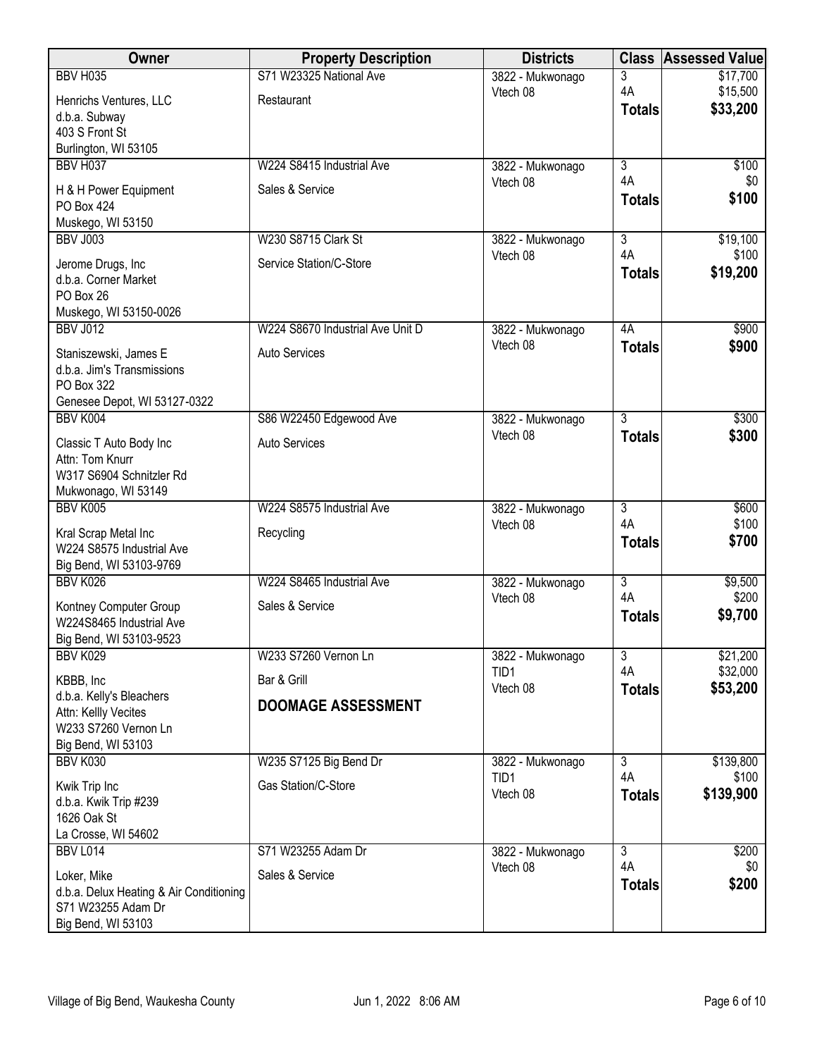| Owner | Property Description | Districts | Class | Assessed Value |
|---|---|---|---|---|
| BBV H035<br>Henrichs Ventures, LLC<br>d.b.a. Subway<br>403 S Front St<br>Burlington, WI 53105 | S71 W23325 National Ave<br>Restaurant | 3822 - Mukwonago<br>Vtech 08 | 3<br>4A<br>**Totals** | $17,700<br>$15,500<br>**$33,200** |
| BBV H037<br>H & H Power Equipment<br>PO Box 424<br>Muskego, WI 53150 | W224 S8415 Industrial Ave<br>Sales & Service | 3822 - Mukwonago<br>Vtech 08 | 3<br>4A<br>**Totals** | $100<br>$0<br>**$100** |
| BBV J003<br>Jerome Drugs, Inc<br>d.b.a. Corner Market<br>PO Box 26<br>Muskego, WI 53150-0026 | W230 S8715 Clark St<br>Service Station/C-Store | 3822 - Mukwonago<br>Vtech 08 | 3<br>4A<br>**Totals** | $19,100<br>$100<br>**$19,200** |
| BBV J012<br>Staniszewski, James E<br>d.b.a. Jim's Transmissions<br>PO Box 322<br>Genesee Depot, WI 53127-0322 | W224 S8670 Industrial Ave Unit D<br>Auto Services | 3822 - Mukwonago<br>Vtech 08 | 4A<br>**Totals** | $900<br>**$900** |
| BBV K004<br>Classic T Auto Body Inc<br>Attn: Tom Knurr<br>W317 S6904 Schnitzler Rd<br>Mukwonago, WI 53149 | S86 W22450 Edgewood Ave<br>Auto Services | 3822 - Mukwonago<br>Vtech 08 | 3<br>**Totals** | $300<br>**$300** |
| BBV K005<br>Kral Scrap Metal Inc<br>W224 S8575 Industrial Ave<br>Big Bend, WI 53103-9769 | W224 S8575 Industrial Ave<br>Recycling | 3822 - Mukwonago<br>Vtech 08 | 3<br>4A<br>**Totals** | $600<br>$100<br>**$700** |
| BBV K026<br>Kontney Computer Group<br>W224S8465 Industrial Ave<br>Big Bend, WI 53103-9523 | W224 S8465 Industrial Ave<br>Sales & Service | 3822 - Mukwonago<br>Vtech 08 | 3<br>4A<br>**Totals** | $9,500<br>$200<br>**$9,700** |
| BBV K029<br>KBBB, Inc<br>d.b.a. Kelly's Bleachers<br>Attn: Kellly Vecites<br>W233 S7260 Vernon Ln<br>Big Bend, WI 53103 | W233 S7260 Vernon Ln<br>Bar & Grill<br>**DOOMAGE ASSESSMENT** | 3822 - Mukwonago<br>TID1<br>Vtech 08 | 3<br>4A<br>**Totals** | $21,200<br>$32,000<br>**$53,200** |
| BBV K030<br>Kwik Trip Inc<br>d.b.a. Kwik Trip #239<br>1626 Oak St<br>La Crosse, WI 54602 | W235 S7125 Big Bend Dr<br>Gas Station/C-Store | 3822 - Mukwonago<br>TID1<br>Vtech 08 | 3<br>4A<br>**Totals** | $139,800<br>$100<br>**$139,900** |
| BBV L014<br>Loker, Mike<br>d.b.a. Delux Heating & Air Conditioning<br>S71 W23255 Adam Dr<br>Big Bend, WI 53103 | S71 W23255 Adam Dr<br>Sales & Service | 3822 - Mukwonago<br>Vtech 08 | 3<br>4A<br>**Totals** | $200<br>$0<br>**$200** |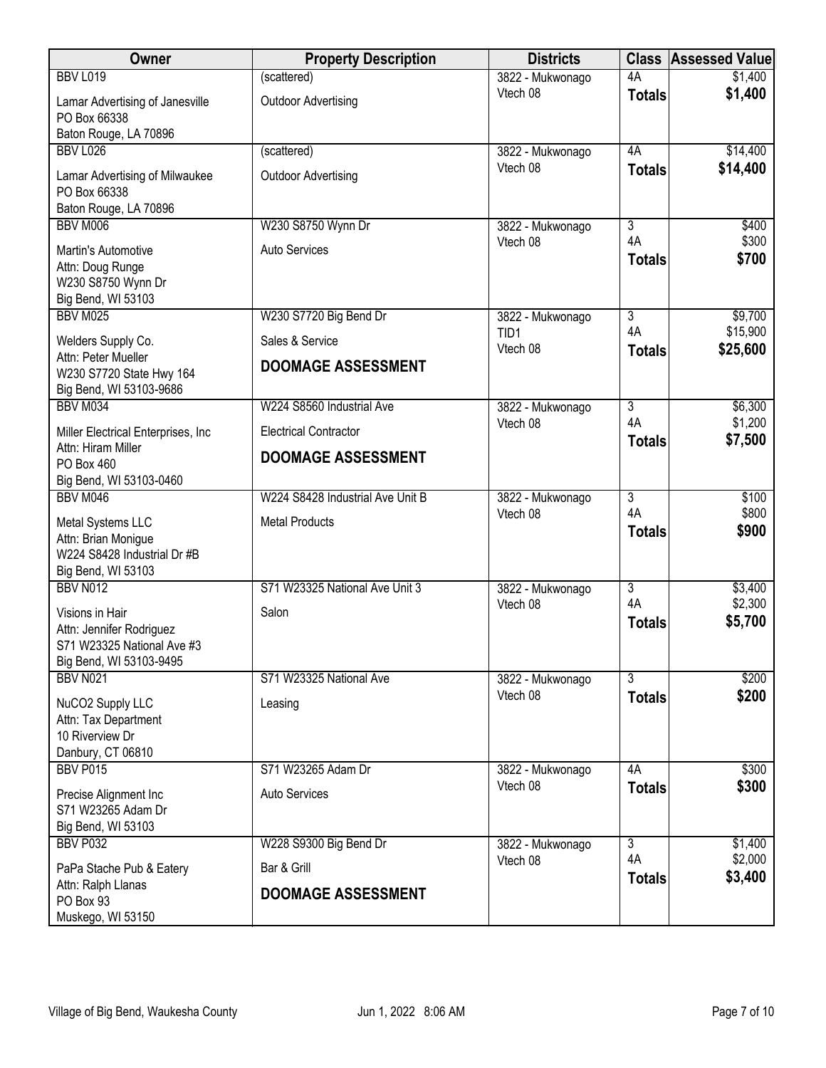| Owner | Property Description | Districts | Class | Assessed Value |
|---|---|---|---|---|
| BBV L019<br>Lamar Advertising of Janesville<br>PO Box 66338<br>Baton Rouge, LA 70896 | (scattered)<br>Outdoor Advertising | 3822 - Mukwonago<br>Vtech 08 | 4A<br>**Totals** | $1,400<br>**$1,400** |
| BBV L026<br>Lamar Advertising of Milwaukee<br>PO Box 66338<br>Baton Rouge, LA 70896 | (scattered)<br>Outdoor Advertising | 3822 - Mukwonago<br>Vtech 08 | 4A<br>**Totals** | $14,400<br>**$14,400** |
| BBV M006<br>Martin's Automotive<br>Attn: Doug Runge<br>W230 S8750 Wynn Dr<br>Big Bend, WI 53103 | W230 S8750 Wynn Dr<br>Auto Services | 3822 - Mukwonago<br>Vtech 08 | 3<br>4A<br>**Totals** | $400<br>$300<br>**$700** |
| BBV M025<br>Welders Supply Co.<br>Attn: Peter Mueller<br>W230 S7720 State Hwy 164<br>Big Bend, WI 53103-9686 | W230 S7720 Big Bend Dr<br>Sales & Service<br>**DOOMAGE ASSESSMENT** | 3822 - Mukwonago<br>TID1<br>Vtech 08 | 3<br>4A<br>**Totals** | $9,700<br>$15,900<br>**$25,600** |
| BBV M034<br>Miller Electrical Enterprises, Inc<br>Attn: Hiram Miller<br>PO Box 460<br>Big Bend, WI 53103-0460 | W224 S8560 Industrial Ave<br>Electrical Contractor<br>**DOOMAGE ASSESSMENT** | 3822 - Mukwonago<br>Vtech 08 | 3<br>4A<br>**Totals** | $6,300<br>$1,200<br>**$7,500** |
| BBV M046<br>Metal Systems LLC<br>Attn: Brian Monigue<br>W224 S8428 Industrial Dr #B<br>Big Bend, WI 53103 | W224 S8428 Industrial Ave Unit B<br>Metal Products | 3822 - Mukwonago<br>Vtech 08 | 3<br>4A<br>**Totals** | $100<br>$800<br>**$900** |
| BBV N012<br>Visions in Hair<br>Attn: Jennifer Rodriguez<br>S71 W23325 National Ave #3<br>Big Bend, WI 53103-9495 | S71 W23325 National Ave Unit 3<br>Salon | 3822 - Mukwonago<br>Vtech 08 | 3<br>4A<br>**Totals** | $3,400<br>$2,300<br>**$5,700** |
| BBV N021<br>NuCO2 Supply LLC<br>Attn: Tax Department<br>10 Riverview Dr<br>Danbury, CT 06810 | S71 W23325 National Ave<br>Leasing | 3822 - Mukwonago<br>Vtech 08 | 3<br>**Totals** | $200<br>**$200** |
| BBV P015<br>Precise Alignment Inc<br>S71 W23265 Adam Dr<br>Big Bend, WI 53103 | S71 W23265 Adam Dr<br>Auto Services | 3822 - Mukwonago<br>Vtech 08 | 4A<br>**Totals** | $300<br>**$300** |
| BBV P032<br>PaPa Stache Pub & Eatery<br>Attn: Ralph Llanas<br>PO Box 93<br>Muskego, WI 53150 | W228 S9300 Big Bend Dr<br>Bar & Grill<br>**DOOMAGE ASSESSMENT** | 3822 - Mukwonago<br>Vtech 08 | 3<br>4A<br>**Totals** | $1,400<br>$2,000<br>**$3,400** |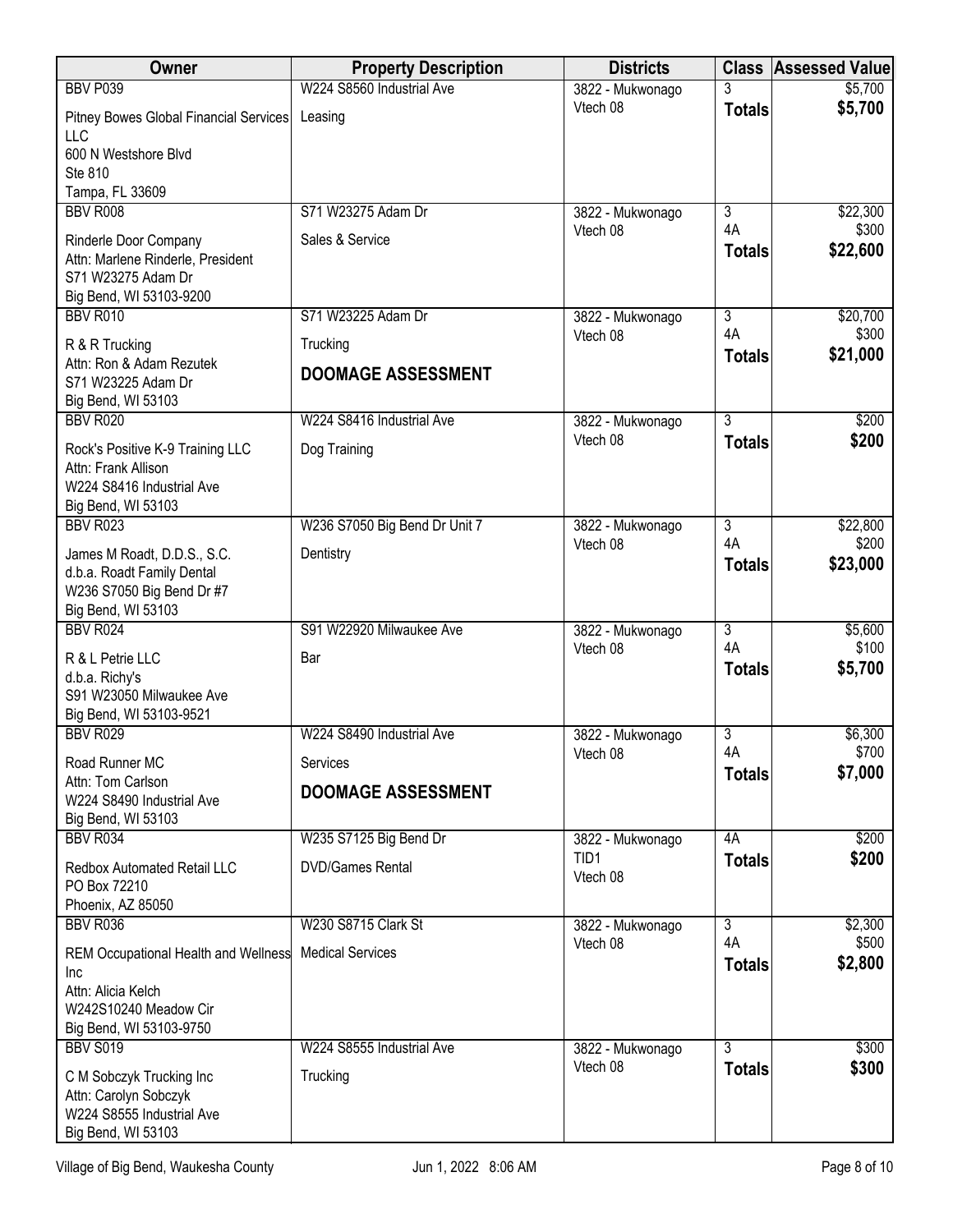| Owner | Property Description | Districts | Class | Assessed Value |
|---|---|---|---|---|
| BBV P039<br>Pitney Bowes Global Financial Services LLC<br>600 N Westshore Blvd<br>Ste 810<br>Tampa, FL 33609 | W224 S8560 Industrial Ave<br>Leasing | 3822 - Mukwonago<br>Vtech 08 | 3<br>**Totals** | $5,700<br>**$5,700** |
| BBV R008<br>Rinderle Door Company<br>Attn: Marlene Rinderle, President<br>S71 W23275 Adam Dr<br>Big Bend, WI 53103-9200 | S71 W23275 Adam Dr<br>Sales & Service | 3822 - Mukwonago<br>Vtech 08 | 3<br>4A<br>**Totals** | $22,300<br>$300<br>**$22,600** |
| BBV R010<br>R & R Trucking<br>Attn: Ron & Adam Rezutek<br>S71 W23225 Adam Dr<br>Big Bend, WI 53103 | S71 W23225 Adam Dr<br>Trucking<br>**DOOMAGE ASSESSMENT** | 3822 - Mukwonago<br>Vtech 08 | 3<br>4A<br>**Totals** | $20,700<br>$300<br>**$21,000** |
| BBV R020<br>Rock's Positive K-9 Training LLC<br>Attn: Frank Allison<br>W224 S8416 Industrial Ave<br>Big Bend, WI 53103 | W224 S8416 Industrial Ave<br>Dog Training | 3822 - Mukwonago<br>Vtech 08 | 3<br>**Totals** | $200<br>**$200** |
| BBV R023<br>James M Roadt, D.D.S., S.C.<br>d.b.a. Roadt Family Dental<br>W236 S7050 Big Bend Dr #7<br>Big Bend, WI 53103 | W236 S7050 Big Bend Dr Unit 7<br>Dentistry | 3822 - Mukwonago<br>Vtech 08 | 3<br>4A<br>**Totals** | $22,800<br>$200<br>**$23,000** |
| BBV R024<br>R & L Petrie LLC<br>d.b.a. Richy's<br>S91 W23050 Milwaukee Ave<br>Big Bend, WI 53103-9521 | S91 W22920 Milwaukee Ave<br>Bar | 3822 - Mukwonago<br>Vtech 08 | 3<br>4A<br>**Totals** | $5,600<br>$100<br>**$5,700** |
| BBV R029<br>Road Runner MC<br>Attn: Tom Carlson<br>W224 S8490 Industrial Ave<br>Big Bend, WI 53103 | W224 S8490 Industrial Ave<br>Services<br>**DOOMAGE ASSESSMENT** | 3822 - Mukwonago<br>Vtech 08 | 3<br>4A<br>**Totals** | $6,300<br>$700<br>**$7,000** |
| BBV R034<br>Redbox Automated Retail LLC<br>PO Box 72210<br>Phoenix, AZ 85050 | W235 S7125 Big Bend Dr<br>DVD/Games Rental | 3822 - Mukwonago<br>TID1<br>Vtech 08 | 4A<br>**Totals** | $200<br>**$200** |
| BBV R036<br>REM Occupational Health and Wellness Inc<br>Attn: Alicia Kelch<br>W242S10240 Meadow Cir<br>Big Bend, WI 53103-9750 | W230 S8715 Clark St<br>Medical Services | 3822 - Mukwonago<br>Vtech 08 | 3<br>4A<br>**Totals** | $2,300<br>$500<br>**$2,800** |
| BBV S019<br>C M Sobczyk Trucking Inc<br>Attn: Carolyn Sobczyk<br>W224 S8555 Industrial Ave<br>Big Bend, WI 53103 | W224 S8555 Industrial Ave<br>Trucking | 3822 - Mukwonago<br>Vtech 08 | 3<br>**Totals** | $300<br>**$300** |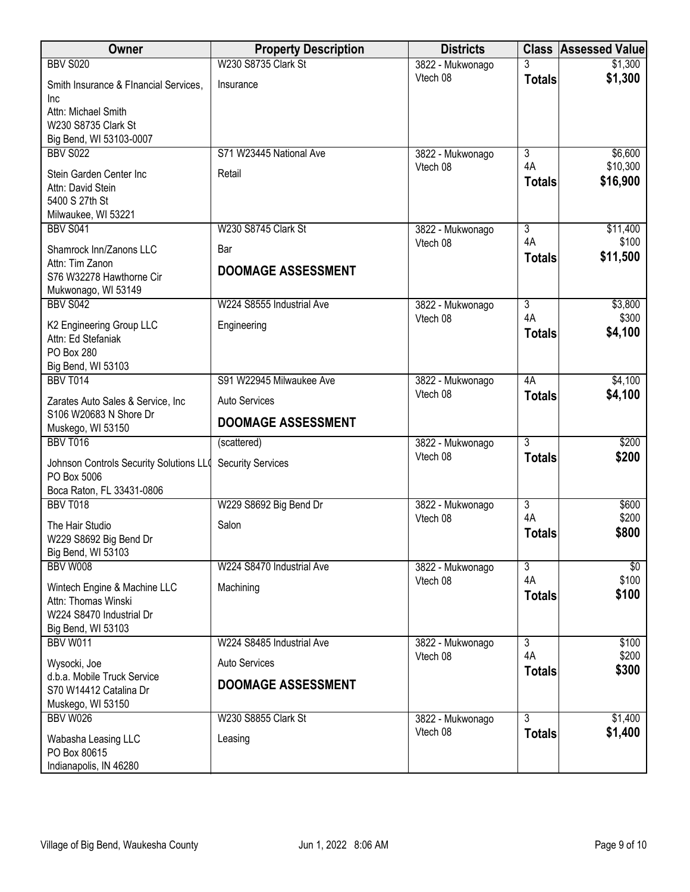| Owner | Property Description | Districts | Class | Assessed Value |
|---|---|---|---|---|
| BBV S020<br>Smith Insurance & FInancial Services, Inc<br>Attn: Michael Smith<br>W230 S8735 Clark St<br>Big Bend, WI 53103-0007 | W230 S8735 Clark St<br>Insurance | 3822 - Mukwonago<br>Vtech 08 | 3<br>**Totals** | $1,300<br>**$1,300** |
| BBV S022<br>Stein Garden Center Inc<br>Attn: David Stein<br>5400 S 27th St<br>Milwaukee, WI 53221 | S71 W23445 National Ave<br>Retail | 3822 - Mukwonago<br>Vtech 08 | 3<br>4A<br>**Totals** | $6,600<br>$10,300<br>**$16,900** |
| BBV S041<br>Shamrock Inn/Zanons LLC<br>Attn: Tim Zanon<br>S76 W32278 Hawthorne Cir<br>Mukwonago, WI 53149 | W230 S8745 Clark St<br>Bar<br>**DOOMAGE ASSESSMENT** | 3822 - Mukwonago<br>Vtech 08 | 3<br>4A<br>**Totals** | $11,400<br>$100<br>**$11,500** |
| BBV S042<br>K2 Engineering Group LLC<br>Attn: Ed Stefaniak<br>PO Box 280<br>Big Bend, WI 53103 | W224 S8555 Industrial Ave<br>Engineering | 3822 - Mukwonago<br>Vtech 08 | 3<br>4A<br>**Totals** | $3,800<br>$300<br>**$4,100** |
| BBV T014<br>Zarates Auto Sales & Service, Inc<br>S106 W20683 N Shore Dr<br>Muskego, WI 53150 | S91 W22945 Milwaukee Ave<br>Auto Services<br>**DOOMAGE ASSESSMENT** | 3822 - Mukwonago<br>Vtech 08 | 4A<br>**Totals** | $4,100<br>**$4,100** |
| BBV T016<br>Johnson Controls Security Solutions LL(<br>PO Box 5006<br>Boca Raton, FL 33431-0806 | (scattered)<br>Security Services | 3822 - Mukwonago<br>Vtech 08 | 3<br>**Totals** | $200<br>**$200** |
| BBV T018<br>The Hair Studio<br>W229 S8692 Big Bend Dr<br>Big Bend, WI 53103 | W229 S8692 Big Bend Dr<br>Salon | 3822 - Mukwonago<br>Vtech 08 | 3<br>4A<br>**Totals** | $600<br>$200<br>**$800** |
| BBV W008<br>Wintech Engine & Machine LLC<br>Attn: Thomas Winski<br>W224 S8470 Industrial Dr<br>Big Bend, WI 53103 | W224 S8470 Industrial Ave<br>Machining | 3822 - Mukwonago<br>Vtech 08 | 3<br>4A<br>**Totals** | $0<br>$100<br>**$100** |
| BBV W011<br>Wysocki, Joe<br>d.b.a. Mobile Truck Service<br>S70 W14412 Catalina Dr<br>Muskego, WI 53150 | W224 S8485 Industrial Ave<br>Auto Services<br>**DOOMAGE ASSESSMENT** | 3822 - Mukwonago<br>Vtech 08 | 3<br>4A<br>**Totals** | $100<br>$200<br>**$300** |
| BBV W026<br>Wabasha Leasing LLC<br>PO Box 80615<br>Indianapolis, IN 46280 | W230 S8855 Clark St<br>Leasing | 3822 - Mukwonago<br>Vtech 08 | 3<br>**Totals** | $1,400<br>**$1,400** |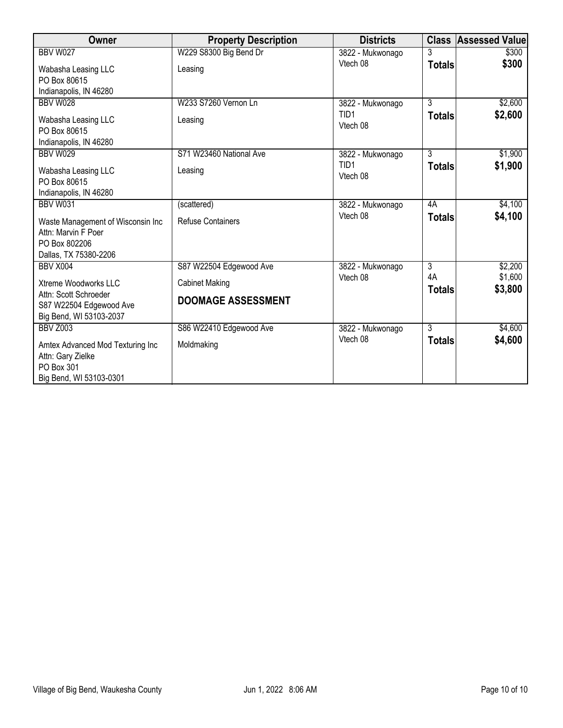| Owner | Property Description | Districts | Class | Assessed Value |
|---|---|---|---|---|
| BBV W027<br>Wabasha Leasing LLC<br>PO Box 80615<br>Indianapolis, IN 46280 | W229 S8300 Big Bend Dr<br>Leasing | 3822 - Mukwonago<br>Vtech 08 | 3<br>**Totals** | $300<br>**$300** |
| BBV W028<br>Wabasha Leasing LLC<br>PO Box 80615<br>Indianapolis, IN 46280 | W233 S7260 Vernon Ln<br>Leasing | 3822 - Mukwonago<br>TID1<br>Vtech 08 | 3<br>**Totals** | $2,600<br>**$2,600** |
| BBV W029<br>Wabasha Leasing LLC<br>PO Box 80615<br>Indianapolis, IN 46280 | S71 W23460 National Ave<br>Leasing | 3822 - Mukwonago<br>TID1<br>Vtech 08 | 3<br>**Totals** | $1,900<br>**$1,900** |
| BBV W031<br>Waste Management of Wisconsin Inc<br>Attn: Marvin F Poer<br>PO Box 802206<br>Dallas, TX 75380-2206 | (scattered)<br>Refuse Containers | 3822 - Mukwonago<br>Vtech 08 | 4A<br>**Totals** | $4,100<br>**$4,100** |
| BBV X004<br>Xtreme Woodworks LLC<br>Attn: Scott Schroeder<br>S87 W22504 Edgewood Ave<br>Big Bend, WI 53103-2037 | S87 W22504 Edgewood Ave<br>Cabinet Making<br>**DOOMAGE ASSESSMENT** | 3822 - Mukwonago<br>Vtech 08 | 3<br>4A<br>**Totals** | $2,200<br>$1,600<br>**$3,800** |
| BBV Z003<br>Amtex Advanced Mod Texturing Inc<br>Attn: Gary Zielke<br>PO Box 301<br>Big Bend, WI 53103-0301 | S86 W22410 Edgewood Ave<br>Moldmaking | 3822 - Mukwonago<br>Vtech 08 | 3<br>**Totals** | $4,600<br>**$4,600** |